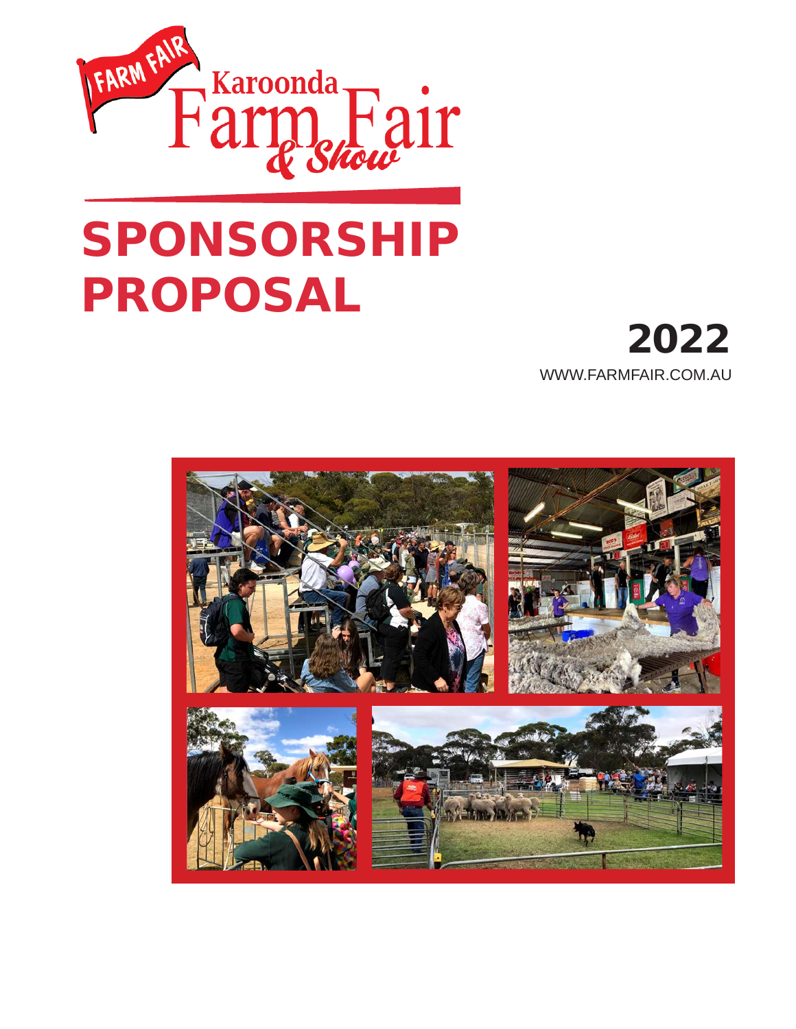FARM FAIR

Karoonda Farm Fair & Show

# SPONSORSHIP PROPOSAL

## 2022

WWW.FARMFAIR.COM.AU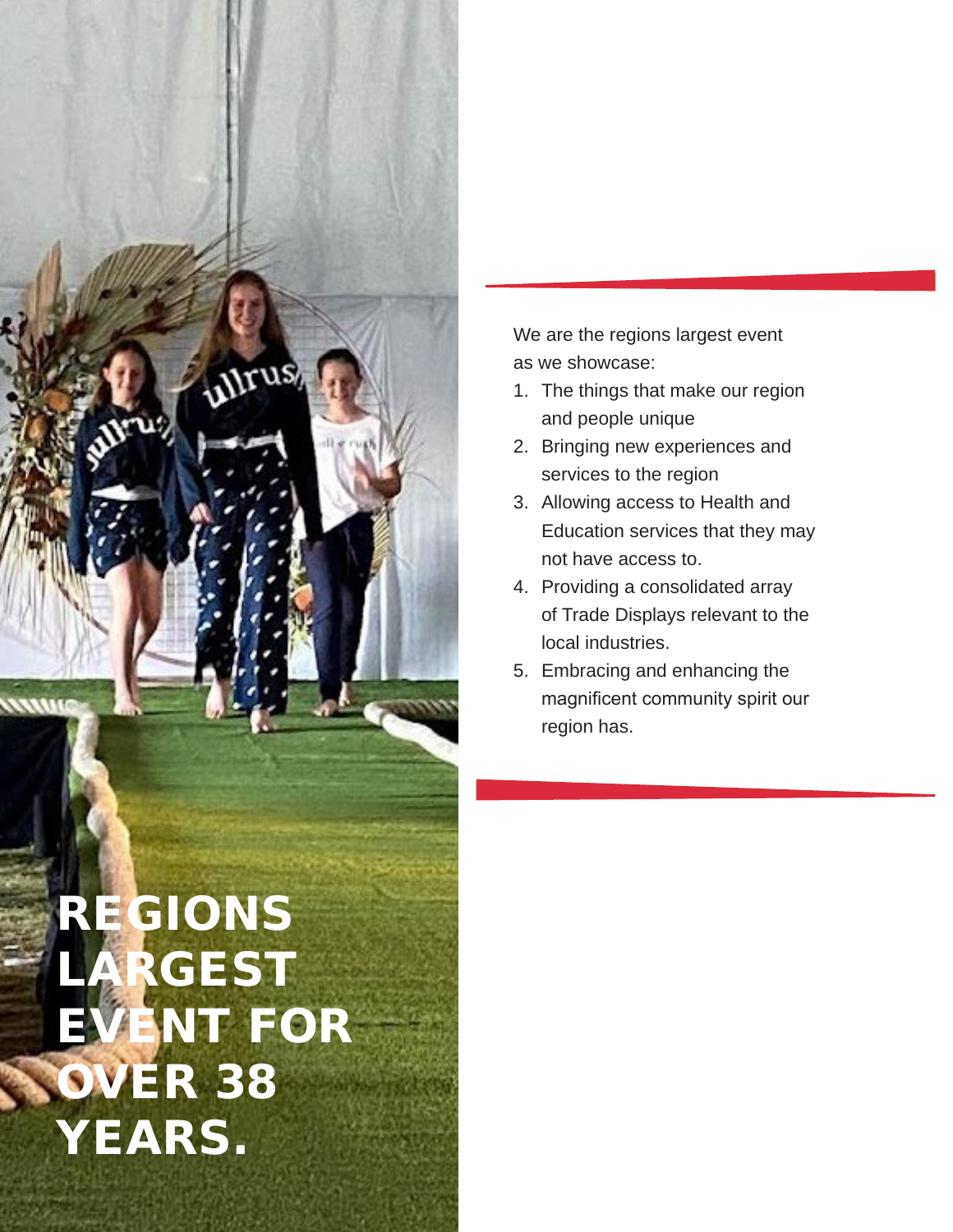# REGIONS LARGEST EVENT FOR OVER 38 YEARS.

We are the regions largest event as we showcase:

1. The things that make our region and people unique
2. Bringing new experiences and services to the region
3. Allowing access to Health and Education services that they may not have access to.
4. Providing a consolidated array of Trade Displays relevant to the local industries.
5. Embracing and enhancing the magnificent community spirit our region has.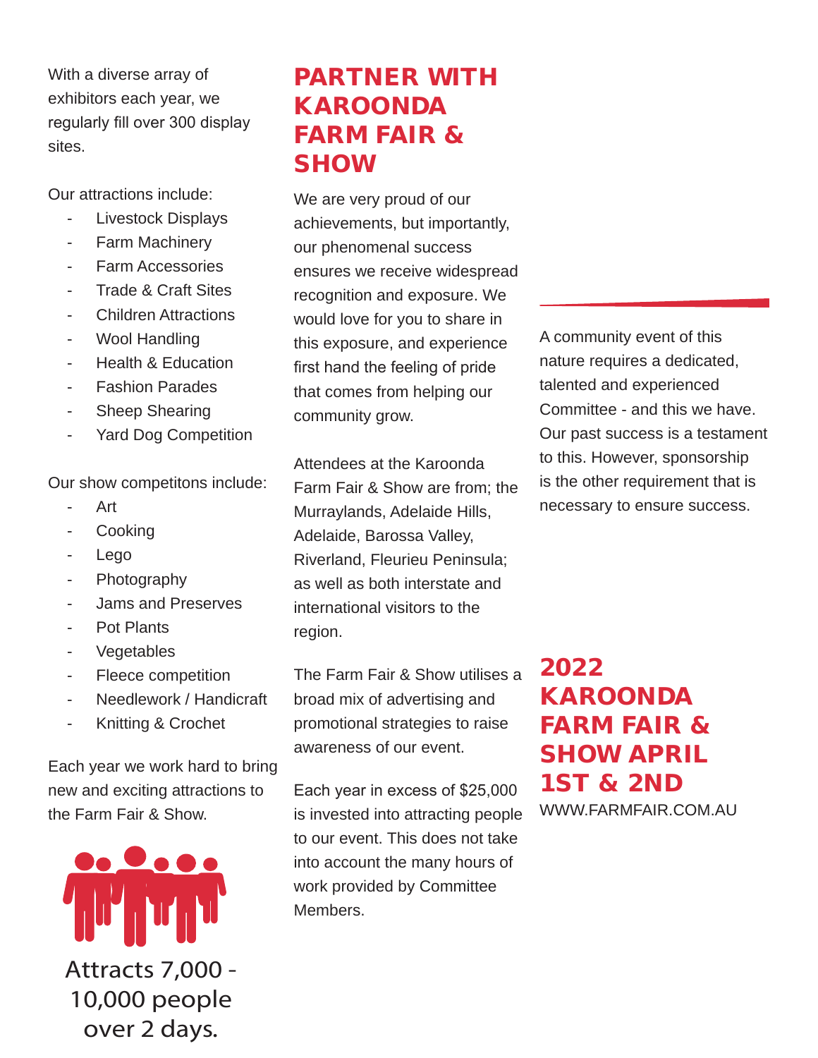With a diverse array of exhibitors each year, we regularly fill over 300 display sites.

Our attractions include:

- Livestock Displays
- Farm Machinery
- Farm Accessories
- Trade & Craft Sites
- Children Attractions
- Wool Handling
- Health & Education
- Fashion Parades
- Sheep Shearing
- Yard Dog Competition

Our show competitons include:

- Art
- Cooking
- Lego
- Photography
- Jams and Preserves
- Pot Plants
- Vegetables
- Fleece competition
- Needlework / Handicraft
- Knitting & Crochet

Each year we work hard to bring new and exciting attractions to the Farm Fair & Show.

Attracts 7,000 - 10,000 people over 2 days.

## PARTNER WITH KAROONDA FARM FAIR & SHOW

We are very proud of our achievements, but importantly, our phenomenal success ensures we receive widespread recognition and exposure. We would love for you to share in this exposure, and experience first hand the feeling of pride that comes from helping our community grow.

Attendees at the Karoonda Farm Fair & Show are from; the Murraylands, Adelaide Hills, Adelaide, Barossa Valley, Riverland, Fleurieu Peninsula; as well as both interstate and international visitors to the region.

The Farm Fair & Show utilises a broad mix of advertising and promotional strategies to raise awareness of our event.

Each year in excess of $25,000 is invested into attracting people to our event. This does not take into account the many hours of work provided by Committee Members.

A community event of this nature requires a dedicated, talented and experienced Committee - and this we have. Our past success is a testament to this. However, sponsorship is the other requirement that is necessary to ensure success.

## 2022 KAROONDA FARM FAIR & SHOW APRIL 1ST & 2ND

WWW.FARMFAIR.COM.AU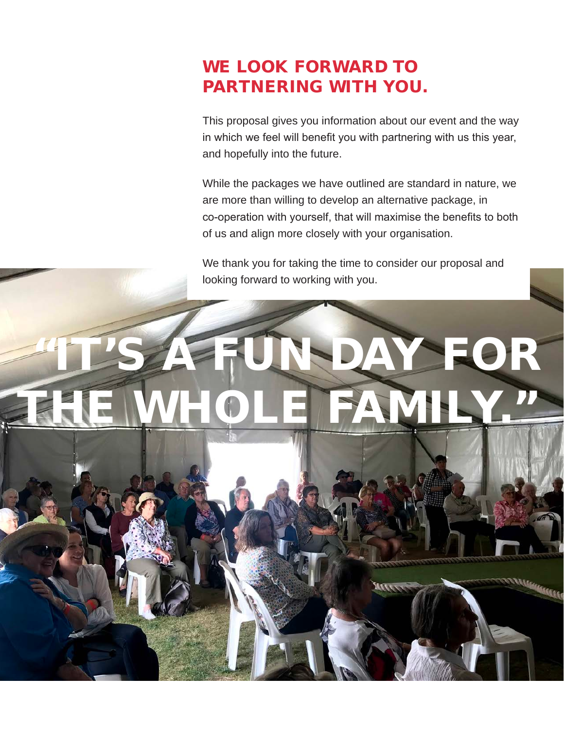## WE LOOK FORWARD TO PARTNERING WITH YOU.

This proposal gives you information about our event and the way in which we feel will benefit you with partnering with us this year, and hopefully into the future.

While the packages we have outlined are standard in nature, we are more than willing to develop an alternative package, in co-operation with yourself, that will maximise the benefits to both of us and align more closely with your organisation.

We thank you for taking the time to consider our proposal and looking forward to working with you.

# "IT'S A FUN DAY FOR THE WHOLE FAMILY."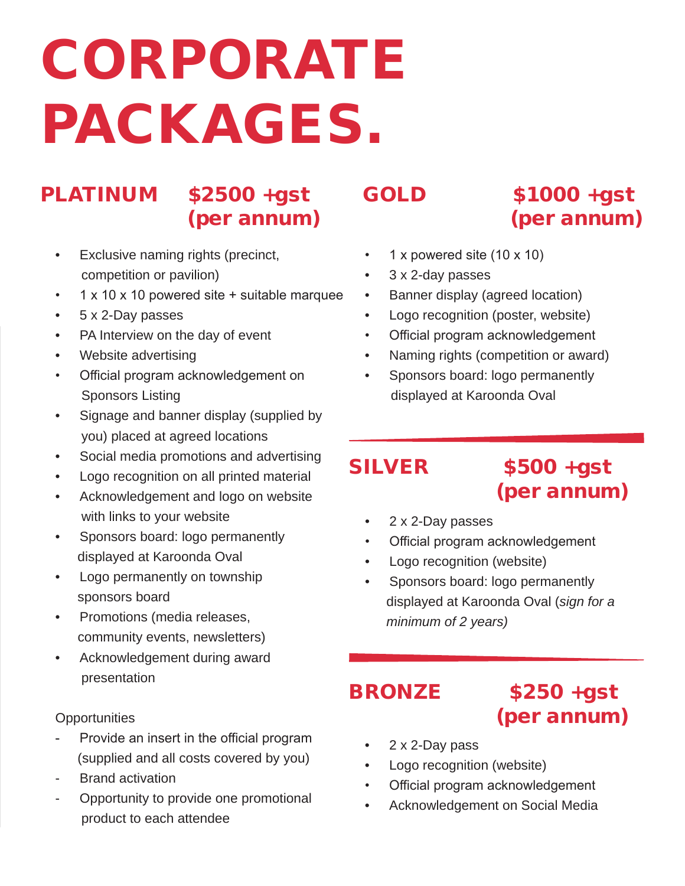# CORPORATE PACKAGES.

## PLATINUM $2500 +gst (per annum)

- Exclusive naming rights (precinct, competition or pavilion)
- 1 x 10 x 10 powered site + suitable marquee
- 5 x 2-Day passes
- PA Interview on the day of event
- Website advertising
- Official program acknowledgement on Sponsors Listing
- Signage and banner display (supplied by you) placed at agreed locations
- Social media promotions and advertising
- Logo recognition on all printed material
- Acknowledgement and logo on website with links to your website
- Sponsors board: logo permanently displayed at Karoonda Oval
- Logo permanently on township sponsors board
- Promotions (media releases, community events, newsletters)
- Acknowledgement during award presentation

Opportunities

- Provide an insert in the official program (supplied and all costs covered by you)
- Brand activation
- Opportunity to provide one promotional product to each attendee

## GOLD $1000 +gst (per annum)

- 1 x powered site (10 x 10)
- 3 x 2-day passes
- Banner display (agreed location)
- Logo recognition (poster, website)
- Official program acknowledgement
- Naming rights (competition or award)
- Sponsors board: logo permanently displayed at Karoonda Oval

## SILVER $500 +gst (per annum)

- 2 x 2-Day passes
- Official program acknowledgement
- Logo recognition (website)
- Sponsors board: logo permanently displayed at Karoonda Oval (*sign for a minimum of 2 years)*

## BRONZE $250 +gst (per annum)

- 2 x 2-Day pass
- Logo recognition (website)
- Official program acknowledgement
- Acknowledgement on Social Media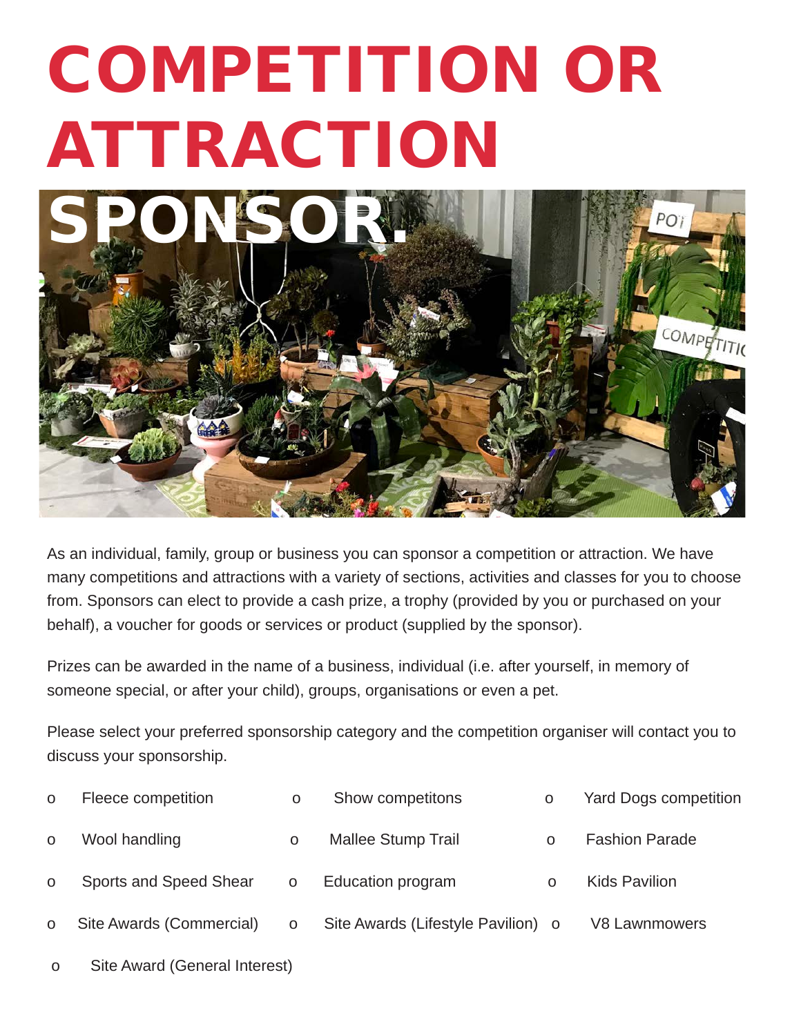# COMPETITION OR ATTRACTION SPONSOR.

As an individual, family, group or business you can sponsor a competition or attraction. We have many competitions and attractions with a variety of sections, activities and classes for you to choose from. Sponsors can elect to provide a cash prize, a trophy (provided by you or purchased on your behalf), a voucher for goods or services or product (supplied by the sponsor).

Prizes can be awarded in the name of a business, individual (i.e. after yourself, in memory of someone special, or after your child), groups, organisations or even a pet.

Please select your preferred sponsorship category and the competition organiser will contact you to discuss your sponsorship.

- o Fleece competition
- o Show competitons
- o Yard Dogs competition
- o Wool handling
- o Mallee Stump Trail
- o Fashion Parade
- o Sports and Speed Shear
- o Education program
- o Kids Pavilion
- o Site Awards (Commercial)
- o Site Awards (Lifestyle Pavilion)
- o V8 Lawnmowers
- o Site Award (General Interest)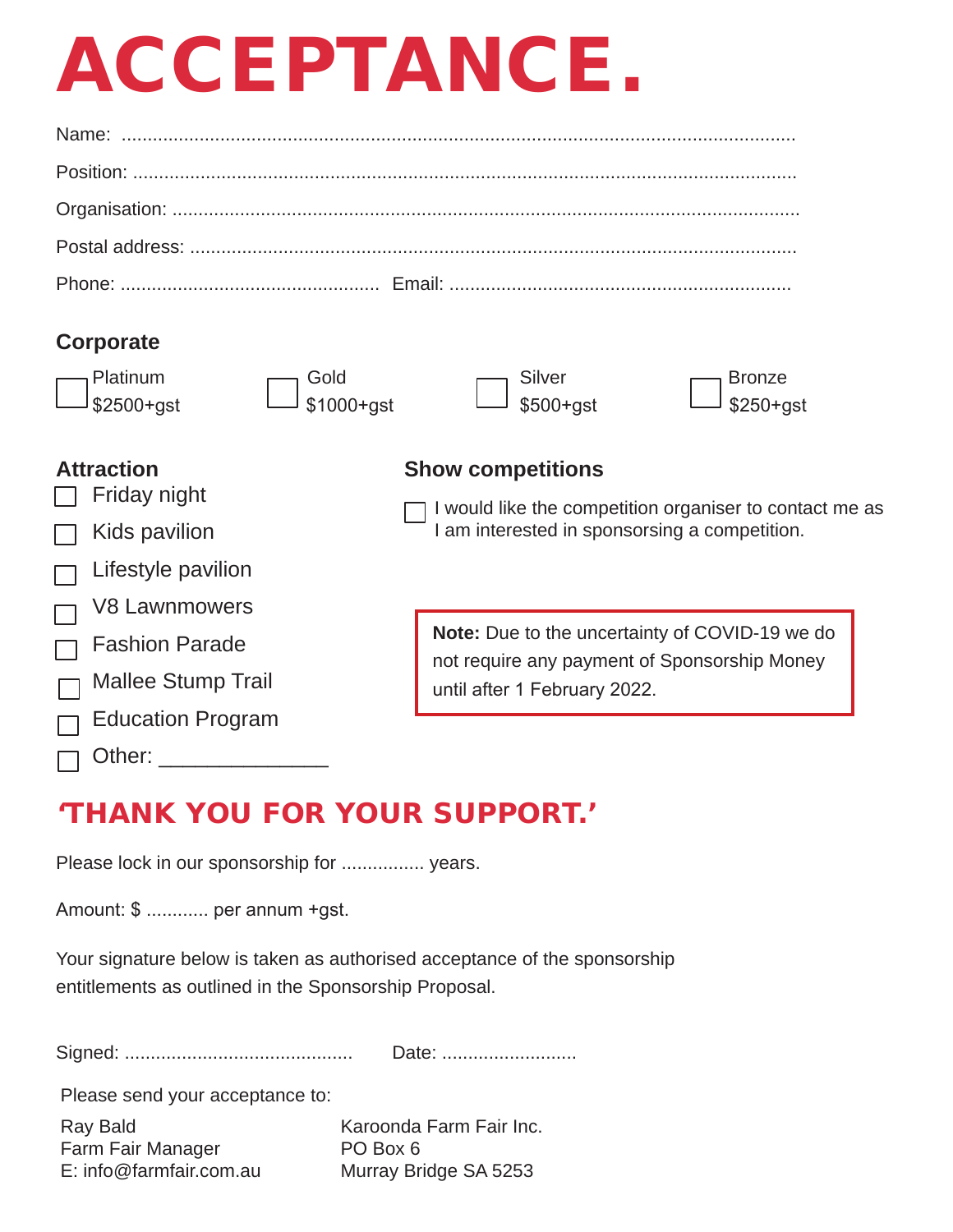# ACCEPTANCE.

Name: .......................................................................................................................................

Position: ....................................................................................................................................

Organisation: .............................................................................................................................

Postal address: ..........................................................................................................................

Phone: ................................................... Email: ...................................................................

## Corporate

- ☐ Platinum $2500+gst
- ☐ Gold $1000+gst
- ☐ Silver $500+gst
- ☐ Bronze $250+gst

## Attraction

- ☐ Friday night
- ☐ Kids pavilion
- ☐ Lifestyle pavilion
- ☐ V8 Lawnmowers
- ☐ Fashion Parade
- ☐ Mallee Stump Trail
- ☐ Education Program
- ☐ Other: ______________

## Show competitions

☐ I would like the competition organiser to contact me as I am interested in sponsoring a competition.

**Note:** Due to the uncertainty of COVID-19 we do not require any payment of Sponsorship Money until after 1 February 2022.

## ‘THANK YOU FOR YOUR SUPPORT.’

Please lock in our sponsorship for ................ years.

Amount: $ ............ per annum +gst.

Your signature below is taken as authorised acceptance of the sponsorship entitlements as outlined in the Sponsorship Proposal.

Signed: ........................................... Date: ..........................

Please send your acceptance to:

Ray Bald
Farm Fair Manager
E: info@farmfair.com.au

Karoonda Farm Fair Inc.
PO Box 6
Murray Bridge SA 5253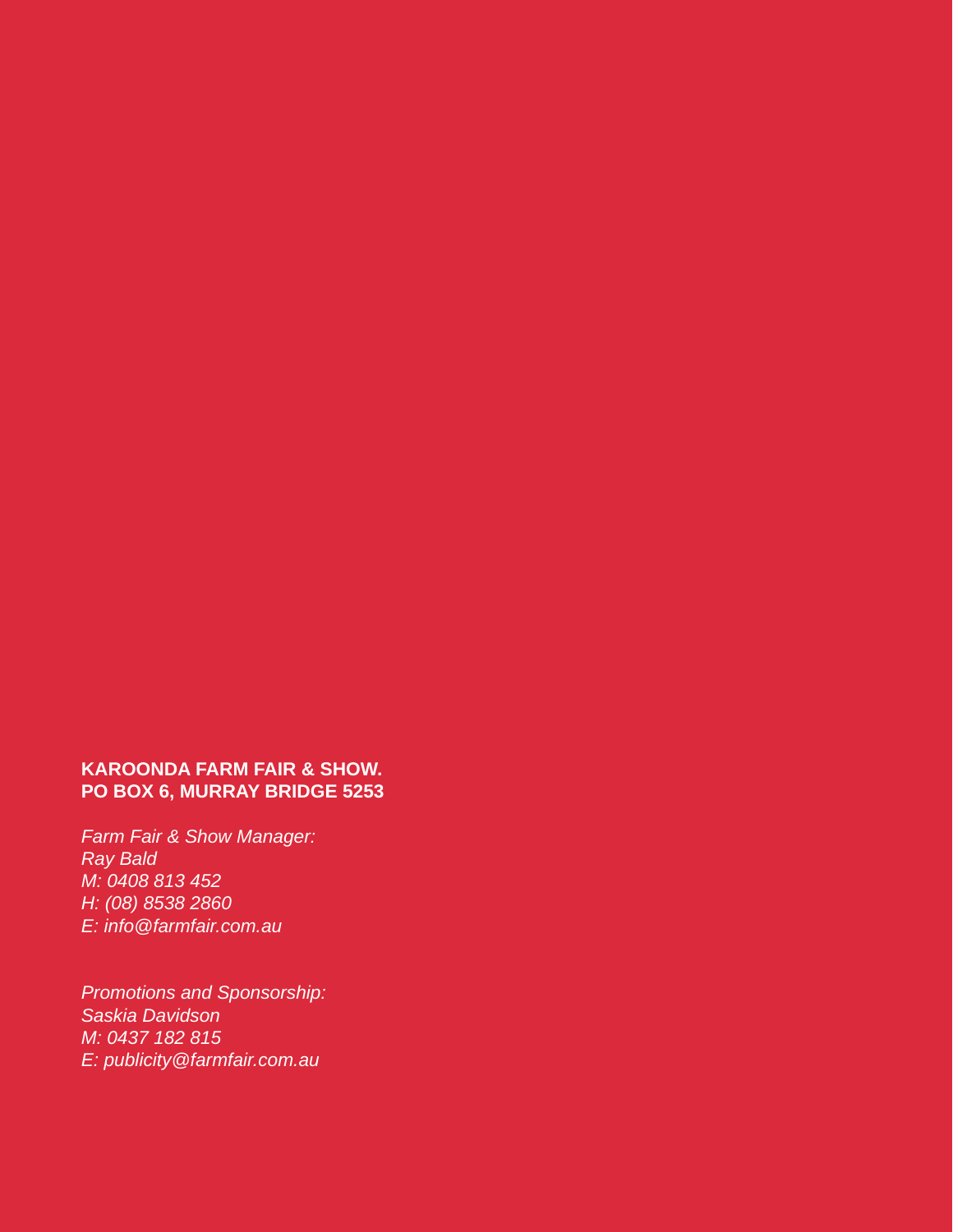**KAROONDA FARM FAIR & SHOW.**
**PO BOX 6, MURRAY BRIDGE 5253**

*Farm Fair & Show Manager:*
*Ray Bald*
*M: 0408 813 452*
*H: (08) 8538 2860*
*E: info@farmfair.com.au*

*Promotions and Sponsorship:*
*Saskia Davidson*
*M: 0437 182 815*
*E: publicity@farmfair.com.au*